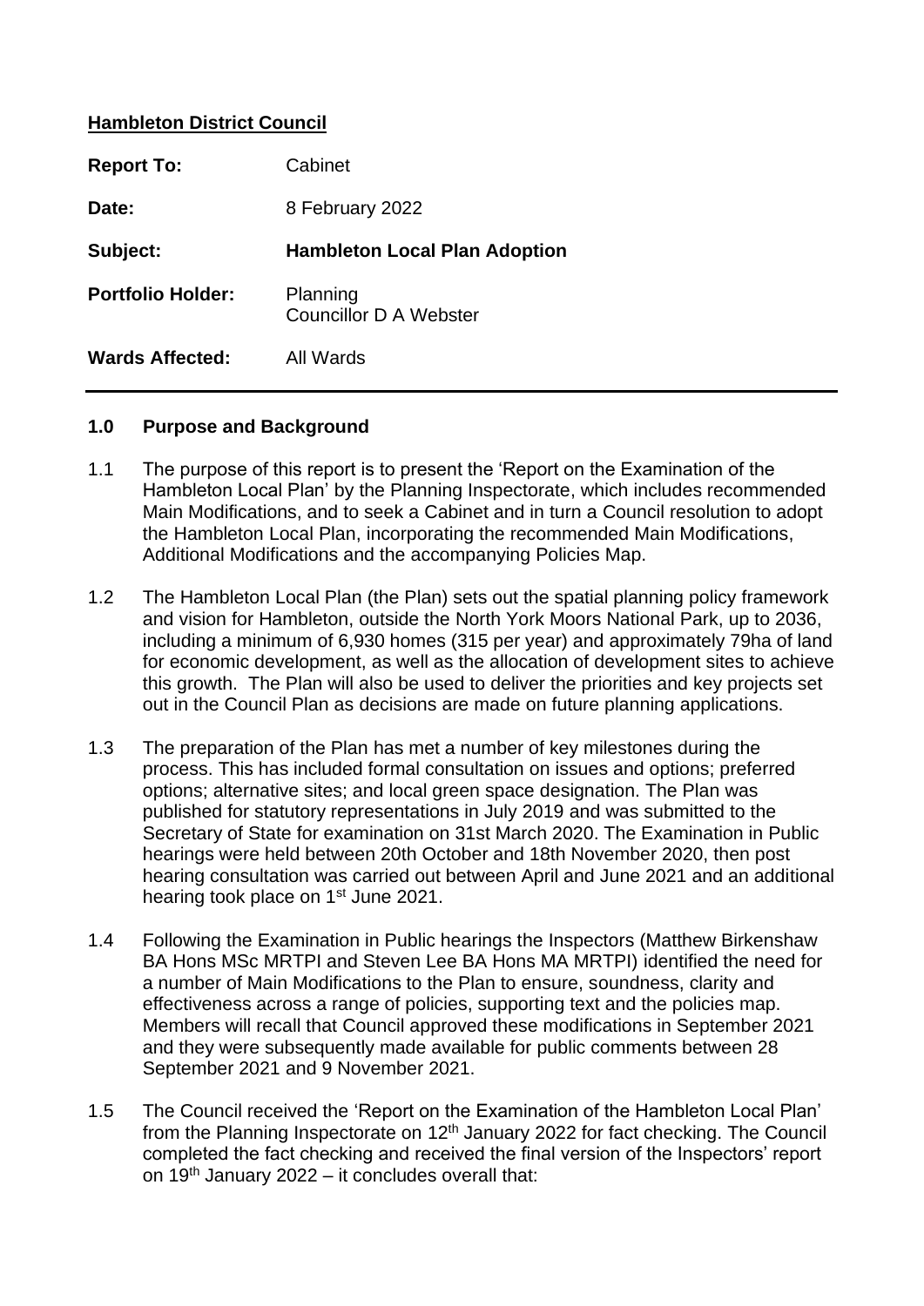**Hambleton District Council**

| | |
|---|---|
| **Report To:** | Cabinet |
| **Date:** | 8 February 2022 |
| **Subject:** | **Hambleton Local Plan Adoption** |
| **Portfolio Holder:** | Planning<br>Councillor D A Webster |
| **Wards Affected:** | All Wards |

## 1.0 Purpose and Background

1.1 The purpose of this report is to present the 'Report on the Examination of the Hambleton Local Plan' by the Planning Inspectorate, which includes recommended Main Modifications, and to seek a Cabinet and in turn a Council resolution to adopt the Hambleton Local Plan, incorporating the recommended Main Modifications, Additional Modifications and the accompanying Policies Map.

1.2 The Hambleton Local Plan (the Plan) sets out the spatial planning policy framework and vision for Hambleton, outside the North York Moors National Park, up to 2036, including a minimum of 6,930 homes (315 per year) and approximately 79ha of land for economic development, as well as the allocation of development sites to achieve this growth. The Plan will also be used to deliver the priorities and key projects set out in the Council Plan as decisions are made on future planning applications.

1.3 The preparation of the Plan has met a number of key milestones during the process. This has included formal consultation on issues and options; preferred options; alternative sites; and local green space designation. The Plan was published for statutory representations in July 2019 and was submitted to the Secretary of State for examination on 31st March 2020. The Examination in Public hearings were held between 20th October and 18th November 2020, then post hearing consultation was carried out between April and June 2021 and an additional hearing took place on 1st June 2021.

1.4 Following the Examination in Public hearings the Inspectors (Matthew Birkenshaw BA Hons MSc MRTPI and Steven Lee BA Hons MA MRTPI) identified the need for a number of Main Modifications to the Plan to ensure, soundness, clarity and effectiveness across a range of policies, supporting text and the policies map. Members will recall that Council approved these modifications in September 2021 and they were subsequently made available for public comments between 28 September 2021 and 9 November 2021.

1.5 The Council received the 'Report on the Examination of the Hambleton Local Plan' from the Planning Inspectorate on 12th January 2022 for fact checking. The Council completed the fact checking and received the final version of the Inspectors' report on 19th January 2022 – it concludes overall that: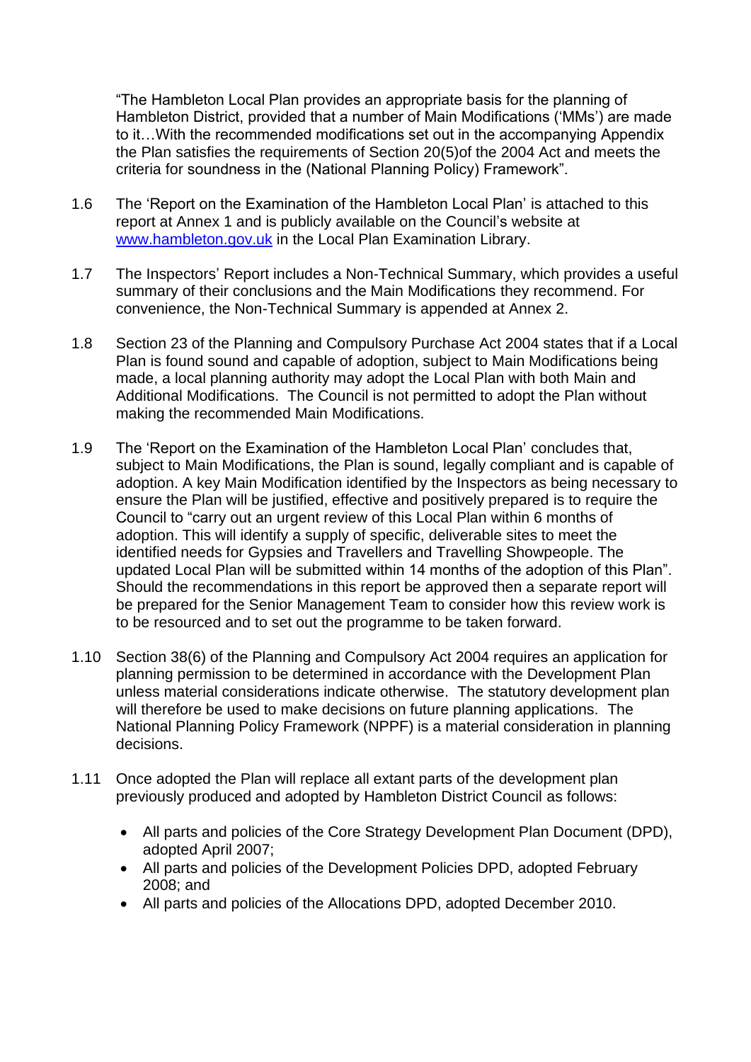"The Hambleton Local Plan provides an appropriate basis for the planning of Hambleton District, provided that a number of Main Modifications ('MMs') are made to it…With the recommended modifications set out in the accompanying Appendix the Plan satisfies the requirements of Section 20(5)of the 2004 Act and meets the criteria for soundness in the (National Planning Policy) Framework".

1.6 The 'Report on the Examination of the Hambleton Local Plan' is attached to this report at Annex 1 and is publicly available on the Council's website at [www.hambleton.gov.uk](www.hambleton.gov.uk) in the Local Plan Examination Library.

1.7 The Inspectors' Report includes a Non-Technical Summary, which provides a useful summary of their conclusions and the Main Modifications they recommend. For convenience, the Non-Technical Summary is appended at Annex 2.

1.8 Section 23 of the Planning and Compulsory Purchase Act 2004 states that if a Local Plan is found sound and capable of adoption, subject to Main Modifications being made, a local planning authority may adopt the Local Plan with both Main and Additional Modifications. The Council is not permitted to adopt the Plan without making the recommended Main Modifications.

1.9 The 'Report on the Examination of the Hambleton Local Plan' concludes that, subject to Main Modifications, the Plan is sound, legally compliant and is capable of adoption. A key Main Modification identified by the Inspectors as being necessary to ensure the Plan will be justified, effective and positively prepared is to require the Council to "carry out an urgent review of this Local Plan within 6 months of adoption. This will identify a supply of specific, deliverable sites to meet the identified needs for Gypsies and Travellers and Travelling Showpeople. The updated Local Plan will be submitted within 14 months of the adoption of this Plan". Should the recommendations in this report be approved then a separate report will be prepared for the Senior Management Team to consider how this review work is to be resourced and to set out the programme to be taken forward.

1.10 Section 38(6) of the Planning and Compulsory Act 2004 requires an application for planning permission to be determined in accordance with the Development Plan unless material considerations indicate otherwise. The statutory development plan will therefore be used to make decisions on future planning applications. The National Planning Policy Framework (NPPF) is a material consideration in planning decisions.

1.11 Once adopted the Plan will replace all extant parts of the development plan previously produced and adopted by Hambleton District Council as follows:

- All parts and policies of the Core Strategy Development Plan Document (DPD), adopted April 2007;
- All parts and policies of the Development Policies DPD, adopted February 2008; and
- All parts and policies of the Allocations DPD, adopted December 2010.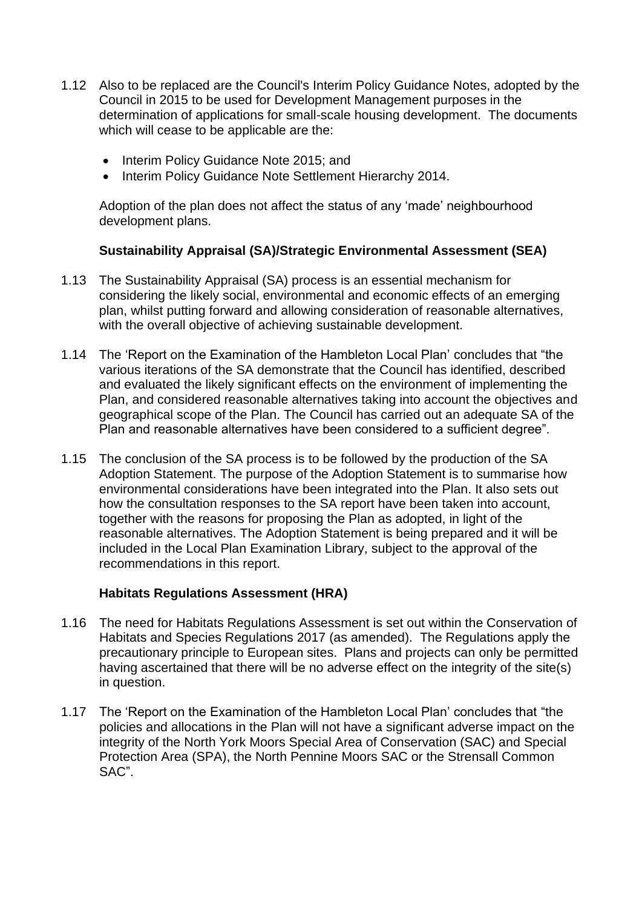1.12 Also to be replaced are the Council's Interim Policy Guidance Notes, adopted by the Council in 2015 to be used for Development Management purposes in the determination of applications for small-scale housing development. The documents which will cease to be applicable are the:

- Interim Policy Guidance Note 2015; and
- Interim Policy Guidance Note Settlement Hierarchy 2014.

Adoption of the plan does not affect the status of any 'made' neighbourhood development plans.

**Sustainability Appraisal (SA)/Strategic Environmental Assessment (SEA)**

1.13 The Sustainability Appraisal (SA) process is an essential mechanism for considering the likely social, environmental and economic effects of an emerging plan, whilst putting forward and allowing consideration of reasonable alternatives, with the overall objective of achieving sustainable development.

1.14 The 'Report on the Examination of the Hambleton Local Plan' concludes that "the various iterations of the SA demonstrate that the Council has identified, described and evaluated the likely significant effects on the environment of implementing the Plan, and considered reasonable alternatives taking into account the objectives and geographical scope of the Plan. The Council has carried out an adequate SA of the Plan and reasonable alternatives have been considered to a sufficient degree".

1.15 The conclusion of the SA process is to be followed by the production of the SA Adoption Statement. The purpose of the Adoption Statement is to summarise how environmental considerations have been integrated into the Plan. It also sets out how the consultation responses to the SA report have been taken into account, together with the reasons for proposing the Plan as adopted, in light of the reasonable alternatives. The Adoption Statement is being prepared and it will be included in the Local Plan Examination Library, subject to the approval of the recommendations in this report.

**Habitats Regulations Assessment (HRA)**

1.16 The need for Habitats Regulations Assessment is set out within the Conservation of Habitats and Species Regulations 2017 (as amended). The Regulations apply the precautionary principle to European sites. Plans and projects can only be permitted having ascertained that there will be no adverse effect on the integrity of the site(s) in question.

1.17 The 'Report on the Examination of the Hambleton Local Plan' concludes that "the policies and allocations in the Plan will not have a significant adverse impact on the integrity of the North York Moors Special Area of Conservation (SAC) and Special Protection Area (SPA), the North Pennine Moors SAC or the Strensall Common SAC".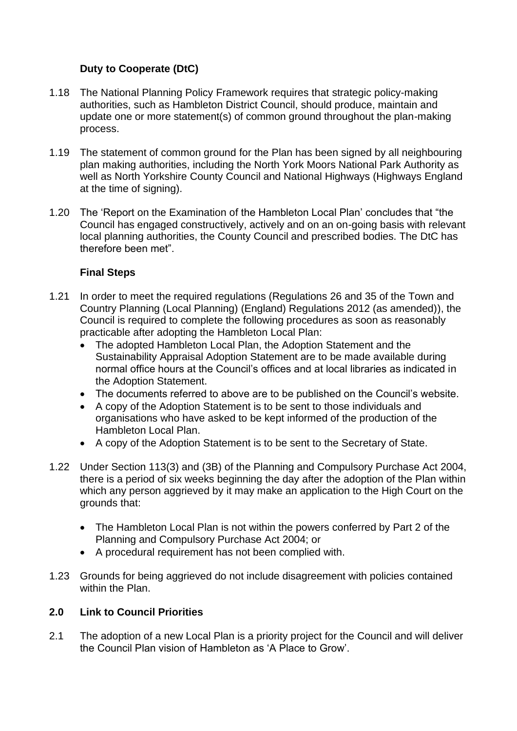### Duty to Cooperate (DtC)

1.18 The National Planning Policy Framework requires that strategic policy-making authorities, such as Hambleton District Council, should produce, maintain and update one or more statement(s) of common ground throughout the plan-making process.

1.19 The statement of common ground for the Plan has been signed by all neighbouring plan making authorities, including the North York Moors National Park Authority as well as North Yorkshire County Council and National Highways (Highways England at the time of signing).

1.20 The 'Report on the Examination of the Hambleton Local Plan' concludes that "the Council has engaged constructively, actively and on an on-going basis with relevant local planning authorities, the County Council and prescribed bodies. The DtC has therefore been met".

### Final Steps

1.21 In order to meet the required regulations (Regulations 26 and 35 of the Town and Country Planning (Local Planning) (England) Regulations 2012 (as amended)), the Council is required to complete the following procedures as soon as reasonably practicable after adopting the Hambleton Local Plan:

- The adopted Hambleton Local Plan, the Adoption Statement and the Sustainability Appraisal Adoption Statement are to be made available during normal office hours at the Council's offices and at local libraries as indicated in the Adoption Statement.
- The documents referred to above are to be published on the Council's website.
- A copy of the Adoption Statement is to be sent to those individuals and organisations who have asked to be kept informed of the production of the Hambleton Local Plan.
- A copy of the Adoption Statement is to be sent to the Secretary of State.

1.22 Under Section 113(3) and (3B) of the Planning and Compulsory Purchase Act 2004, there is a period of six weeks beginning the day after the adoption of the Plan within which any person aggrieved by it may make an application to the High Court on the grounds that:

- The Hambleton Local Plan is not within the powers conferred by Part 2 of the Planning and Compulsory Purchase Act 2004; or
- A procedural requirement has not been complied with.

1.23 Grounds for being aggrieved do not include disagreement with policies contained within the Plan.

## 2.0 Link to Council Priorities

2.1 The adoption of a new Local Plan is a priority project for the Council and will deliver the Council Plan vision of Hambleton as 'A Place to Grow'.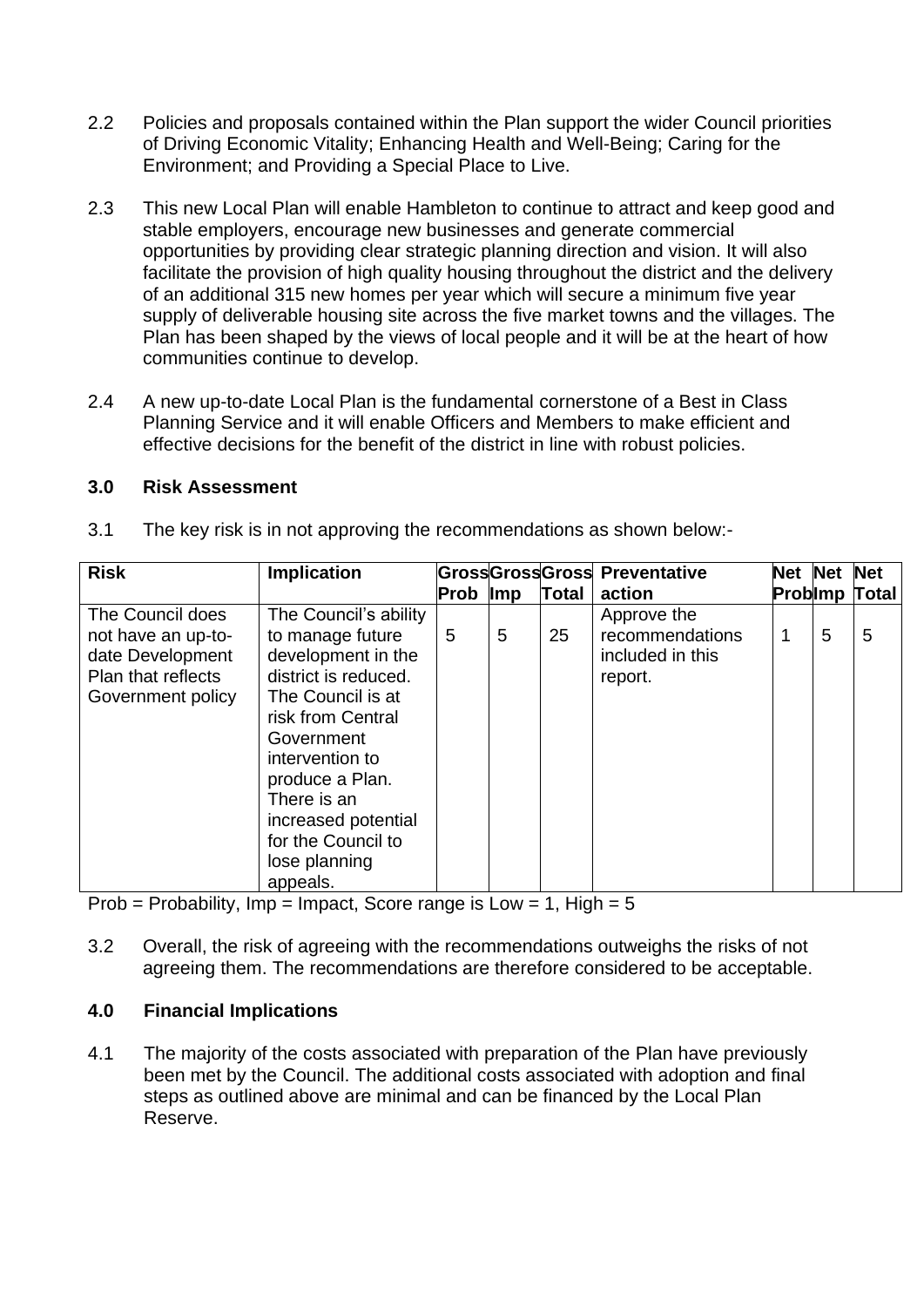2.2 Policies and proposals contained within the Plan support the wider Council priorities of Driving Economic Vitality; Enhancing Health and Well-Being; Caring for the Environment; and Providing a Special Place to Live.

2.3 This new Local Plan will enable Hambleton to continue to attract and keep good and stable employers, encourage new businesses and generate commercial opportunities by providing clear strategic planning direction and vision. It will also facilitate the provision of high quality housing throughout the district and the delivery of an additional 315 new homes per year which will secure a minimum five year supply of deliverable housing site across the five market towns and the villages. The Plan has been shaped by the views of local people and it will be at the heart of how communities continue to develop.

2.4 A new up-to-date Local Plan is the fundamental cornerstone of a Best in Class Planning Service and it will enable Officers and Members to make efficient and effective decisions for the benefit of the district in line with robust policies.

## 3.0 Risk Assessment

3.1 The key risk is in not approving the recommendations as shown below:-

| Risk | Implication | Gross Prob | Gross Imp | Gross Total | Preventative action | Net Prob | Net Imp | Net Total |
|---|---|---|---|---|---|---|---|---|
| The Council does not have an up-to-date Development Plan that reflects Government policy | The Council's ability to manage future development in the district is reduced. The Council is at risk from Central Government intervention to produce a Plan. There is an increased potential for the Council to lose planning appeals. | 5 | 5 | 25 | Approve the recommendations included in this report. | 1 | 5 | 5 |

Prob = Probability, Imp = Impact, Score range is Low = 1, High = 5

3.2 Overall, the risk of agreeing with the recommendations outweighs the risks of not agreeing them. The recommendations are therefore considered to be acceptable.

## 4.0 Financial Implications

4.1 The majority of the costs associated with preparation of the Plan have previously been met by the Council. The additional costs associated with adoption and final steps as outlined above are minimal and can be financed by the Local Plan Reserve.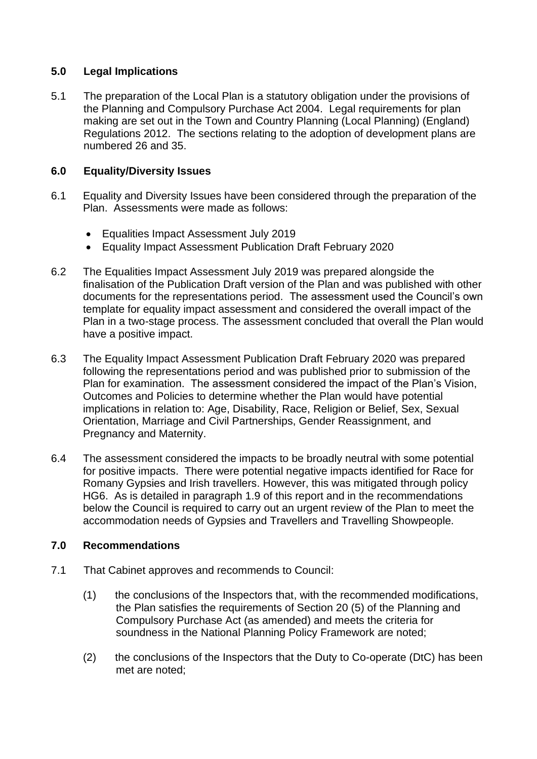## 5.0 Legal Implications

5.1 The preparation of the Local Plan is a statutory obligation under the provisions of the Planning and Compulsory Purchase Act 2004. Legal requirements for plan making are set out in the Town and Country Planning (Local Planning) (England) Regulations 2012. The sections relating to the adoption of development plans are numbered 26 and 35.

## 6.0 Equality/Diversity Issues

6.1 Equality and Diversity Issues have been considered through the preparation of the Plan. Assessments were made as follows:

- Equalities Impact Assessment July 2019
- Equality Impact Assessment Publication Draft February 2020

6.2 The Equalities Impact Assessment July 2019 was prepared alongside the finalisation of the Publication Draft version of the Plan and was published with other documents for the representations period. The assessment used the Council's own template for equality impact assessment and considered the overall impact of the Plan in a two-stage process. The assessment concluded that overall the Plan would have a positive impact.

6.3 The Equality Impact Assessment Publication Draft February 2020 was prepared following the representations period and was published prior to submission of the Plan for examination. The assessment considered the impact of the Plan's Vision, Outcomes and Policies to determine whether the Plan would have potential implications in relation to: Age, Disability, Race, Religion or Belief, Sex, Sexual Orientation, Marriage and Civil Partnerships, Gender Reassignment, and Pregnancy and Maternity.

6.4 The assessment considered the impacts to be broadly neutral with some potential for positive impacts. There were potential negative impacts identified for Race for Romany Gypsies and Irish travellers. However, this was mitigated through policy HG6. As is detailed in paragraph 1.9 of this report and in the recommendations below the Council is required to carry out an urgent review of the Plan to meet the accommodation needs of Gypsies and Travellers and Travelling Showpeople.

## 7.0 Recommendations

7.1 That Cabinet approves and recommends to Council:

(1) the conclusions of the Inspectors that, with the recommended modifications, the Plan satisfies the requirements of Section 20 (5) of the Planning and Compulsory Purchase Act (as amended) and meets the criteria for soundness in the National Planning Policy Framework are noted;

(2) the conclusions of the Inspectors that the Duty to Co-operate (DtC) has been met are noted;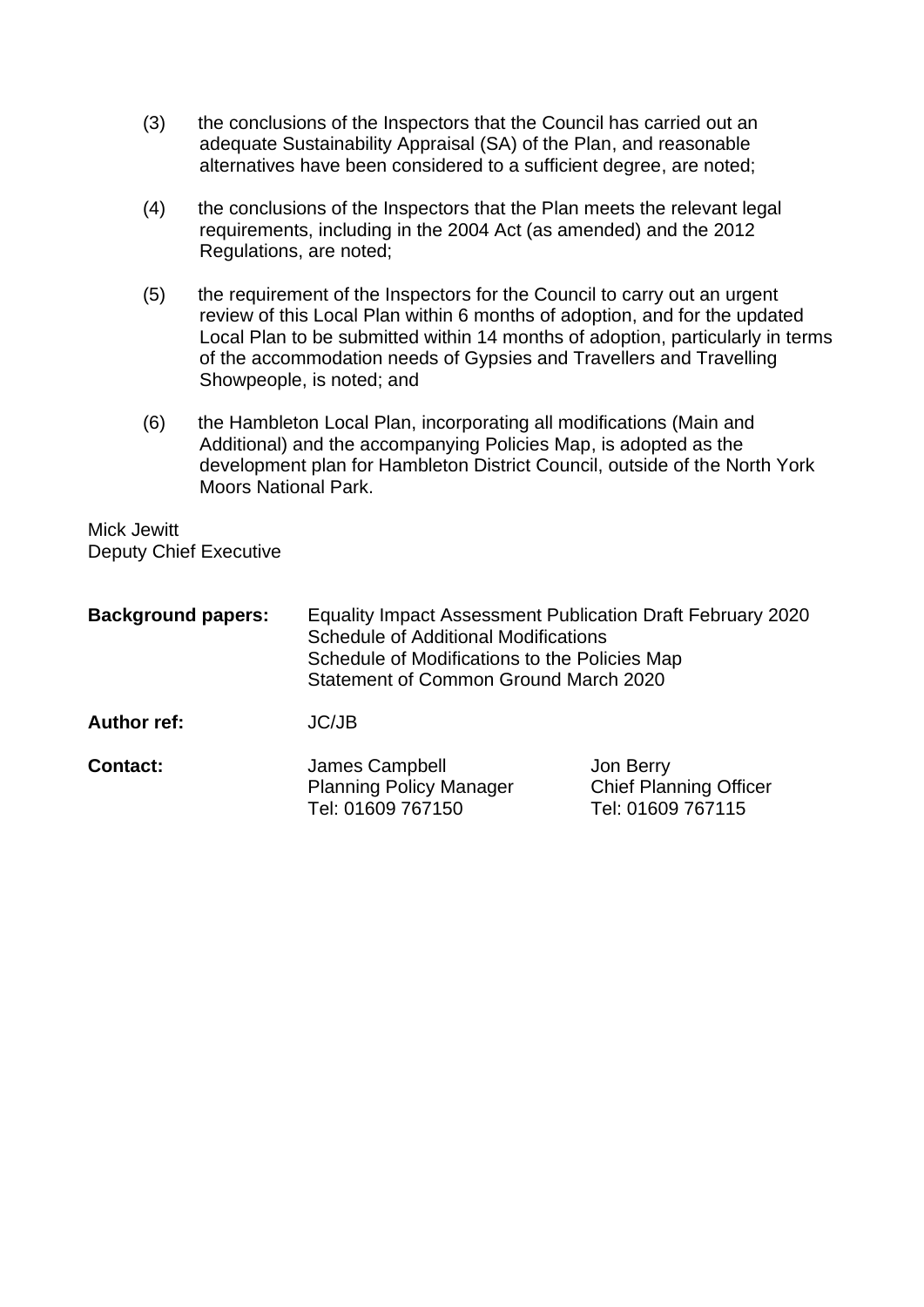(3) the conclusions of the Inspectors that the Council has carried out an adequate Sustainability Appraisal (SA) of the Plan, and reasonable alternatives have been considered to a sufficient degree, are noted;

(4) the conclusions of the Inspectors that the Plan meets the relevant legal requirements, including in the 2004 Act (as amended) and the 2012 Regulations, are noted;

(5) the requirement of the Inspectors for the Council to carry out an urgent review of this Local Plan within 6 months of adoption, and for the updated Local Plan to be submitted within 14 months of adoption, particularly in terms of the accommodation needs of Gypsies and Travellers and Travelling Showpeople, is noted; and

(6) the Hambleton Local Plan, incorporating all modifications (Main and Additional) and the accompanying Policies Map, is adopted as the development plan for Hambleton District Council, outside of the North York Moors National Park.

Mick Jewitt
Deputy Chief Executive

| | | |
|---|---|---|
| **Background papers:** | Equality Impact Assessment Publication Draft February 2020<br>Schedule of Additional Modifications<br>Schedule of Modifications to the Policies Map<br>Statement of Common Ground March 2020 | |
| **Author ref:** | JC/JB | |
| **Contact:** | James Campbell<br>Planning Policy Manager<br>Tel: 01609 767150 | Jon Berry<br>Chief Planning Officer<br>Tel: 01609 767115 |